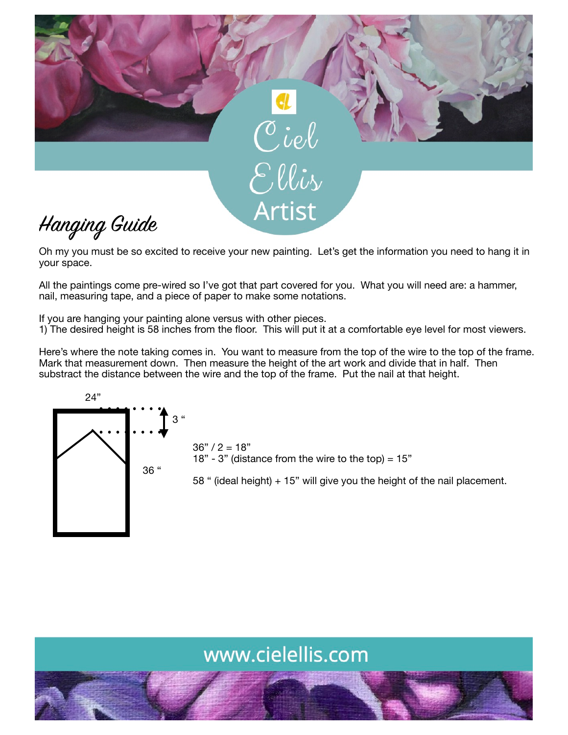Ciel Ellis

Artist

## Hanging Guide

Oh my you must be so excited to receive your new painting. Let's get the information you need to hang it in your space.

All the paintings come pre-wired so I've got that part covered for you. What you will need are: a hammer, nail, measuring tape, and a piece of paper to make some notations.

If you are hanging your painting alone versus with other pieces.
1) The desired height is 58 inches from the floor. This will put it at a comfortable eye level for most viewers.

Here's where the note taking comes in. You want to measure from the top of the wire to the top of the frame. Mark that measurement down. Then measure the height of the art work and divide that in half. Then substract the distance between the wire and the top of the frame. Put the nail at that height.

24"

3 "

36 "

36" / 2 = 18"
18" - 3" (distance from the wire to the top) = 15"

58 " (ideal height) + 15" will give you the height of the nail placement.

www.cielellis.com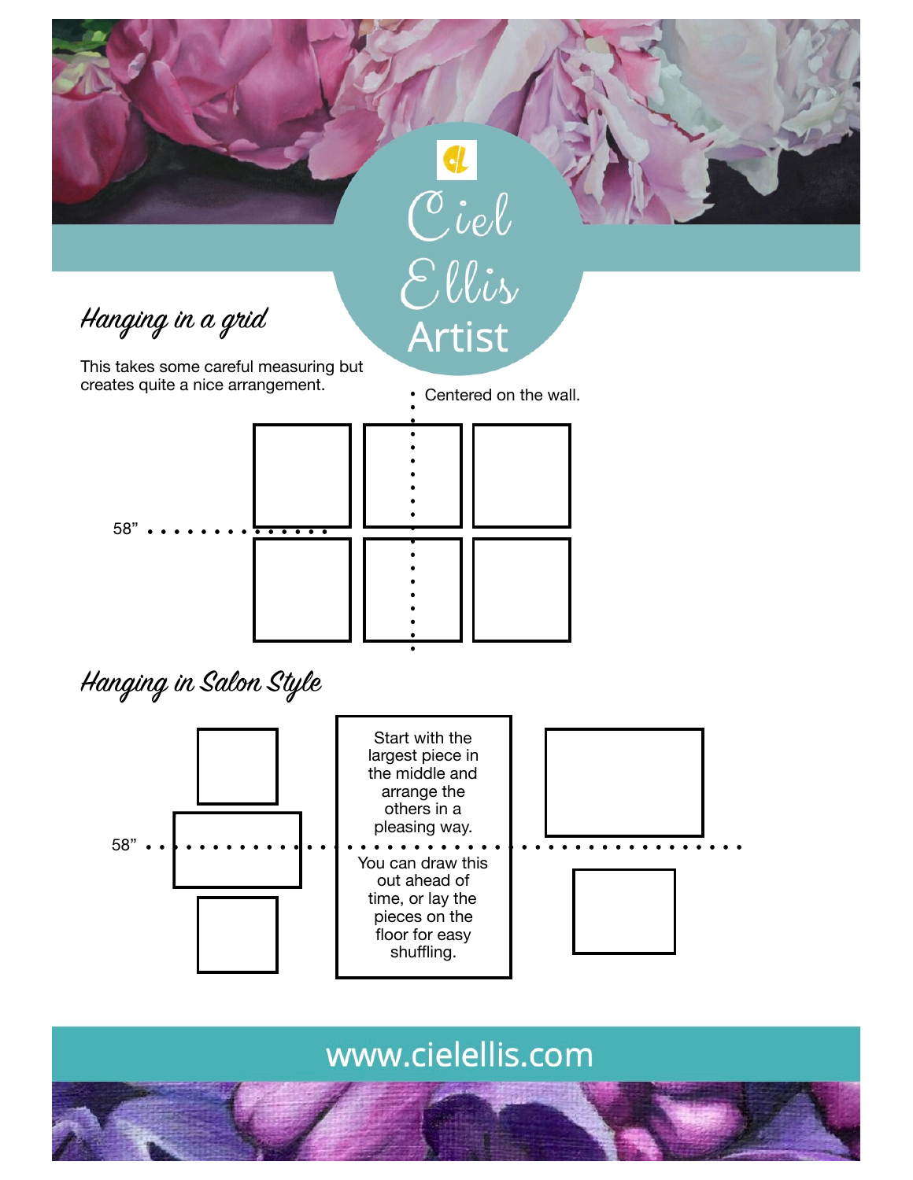Ciel Ellis

Artist

## Hanging in a grid

This takes some careful measuring but creates quite a nice arrangement.

Centered on the wall.

58”

## Hanging in Salon Style

58”

Start with the largest piece in the middle and arrange the others in a pleasing way.

You can draw this out ahead of time, or lay the pieces on the floor for easy shuffling.

www.cielellis.com